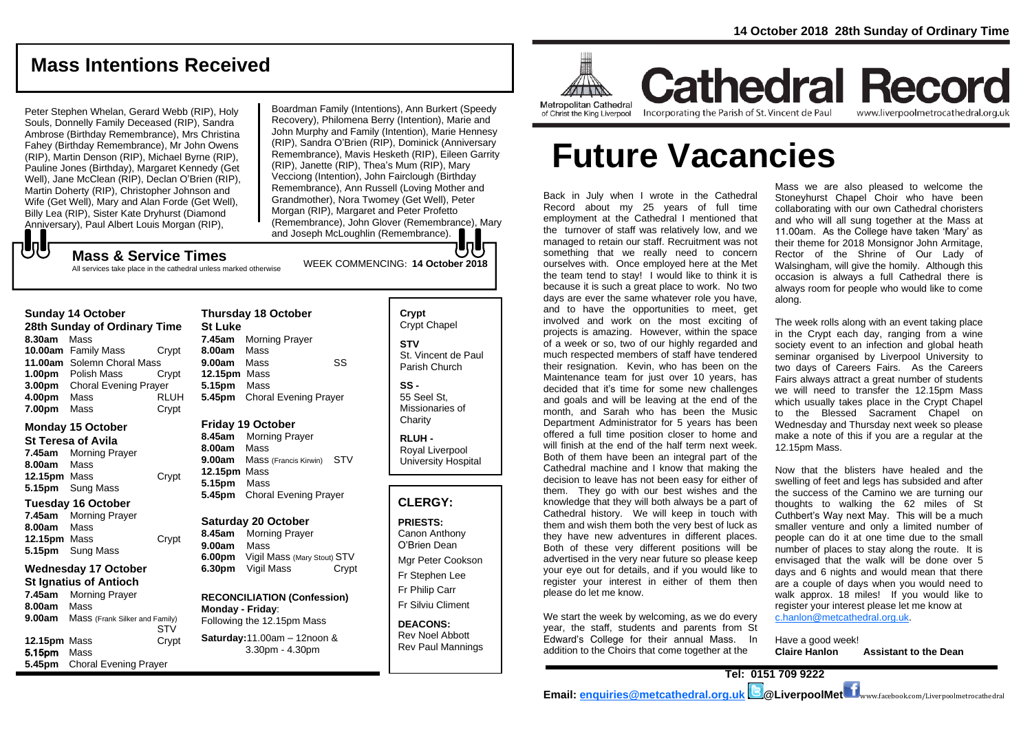14 October 2018 28th Sunday of Ordinary Time

# Cathedral Record

Metropolitan Cathedral of Christ the King Liverpool — Incorporating the Parish of St. Vincent de Paul — www.liverpoolmetrocathedral.org.uk

# Future Vacancies

Back in July when I wrote in the Cathedral Record about my 25 years of full time employment at the Cathedral I mentioned that the turnover of staff was relatively low, and we managed to retain our staff. Recruitment was not something that we really need to concern ourselves with. Once employed here at the Met the team tend to stay! I would like to think it is because it is such a great place to work. No two days are ever the same whatever role you have, and to have the opportunities to meet, get involved and work on the most exciting of projects is amazing. However, within the space of a week or so, two of our highly regarded and much respected members of staff have tendered their resignation. Kevin, who has been on the Maintenance team for just over 10 years, has decided that it's time for some new challenges and goals and will be leaving at the end of the month, and Sarah who has been the Music Department Administrator for 5 years has been offered a full time position closer to home and will finish at the end of the half term next week. Both of them have been an integral part of the Cathedral machine and I know that making the decision to leave has not been easy for either of them. They go with our best wishes and the knowledge that they will both always be a part of Cathedral history. We will keep in touch with them and wish them both the very best of luck as they have new adventures in different places. Both of these very different positions will be advertised in the very near future so please keep your eye out for details, and if you would like to register your interest in either of them then please do let me know.

We start the week by welcoming, as we do every year, the staff, students and parents from St Edward's College for their annual Mass. In addition to the Choirs that come together at the Mass we are also pleased to welcome the Stoneyhurst Chapel Choir who have been collaborating with our own Cathedral choristers and who will all sung together at the Mass at 11.00am. As the College have taken 'Mary' as their theme for 2018 Monsignor John Armitage, Rector of the Shrine of Our Lady of Walsingham, will give the homily. Although this occasion is always a full Cathedral there is always room for people who would like to come along.

The week rolls along with an event taking place in the Crypt each day, ranging from a wine society event to an infection and global heath seminar organised by Liverpool University to two days of Careers Fairs. As the Careers Fairs always attract a great number of students we will need to transfer the 12.15pm Mass which usually takes place in the Crypt Chapel to the Blessed Sacrament Chapel on Wednesday and Thursday next week so please make a note of this if you are a regular at the 12.15pm Mass.

Now that the blisters have healed and the swelling of feet and legs has subsided and after the success of the Camino we are turning our thoughts to walking the 62 miles of St Cuthbert's Way next May. This will be a much smaller venture and only a limited number of people can do it at one time due to the small number of places to stay along the route. It is envisaged that the walk will be done over 5 days and 6 nights and would mean that there are a couple of days when you would need to walk approx. 18 miles! If you would like to register your interest please let me know at c.hanlon@metcathedral.org.uk.

Have a good week!
**Claire Hanlon Assistant to the Dean**

**Tel: 0151 709 9222**
**Email: enquiries@metcathedral.org.uk @LiverpoolMet** www.facebook.com/Liverpoolmetrocathedral

## Mass Intentions Received

Peter Stephen Whelan, Gerard Webb (RIP), Holy Souls, Donnelly Family Deceased (RIP), Sandra Ambrose (Birthday Remembrance), Mrs Christina Fahey (Birthday Remembrance), Mr John Owens (RIP), Martin Denson (RIP), Michael Byrne (RIP), Pauline Jones (Birthday), Margaret Kennedy (Get Well), Jane McClean (RIP), Declan O'Brien (RIP), Martin Doherty (RIP), Christopher Johnson and Wife (Get Well), Mary and Alan Forde (Get Well), Billy Lea (RIP), Sister Kate Dryhurst (Diamond Anniversary), Paul Albert Louis Morgan (RIP), Boardman Family (Intentions), Ann Burkert (Speedy Recovery), Philomena Berry (Intention), Marie and John Murphy and Family (Intention), Marie Hennesy (RIP), Sandra O'Brien (RIP), Dominick (Anniversary Remembrance), Mavis Hesketh (RIP), Eileen Garrity (RIP), Janette (RIP), Thea's Mum (RIP), Mary Vecciong (Intention), John Fairclough (Birthday Remembrance), Ann Russell (Loving Mother and Grandmother), Nora Twomey (Get Well), Peter Morgan (RIP), Margaret and Peter Profetto (Remembrance), John Glover (Remembrance), Mary and Joseph McLoughlin (Remembrance).

## Mass & Service Times

All services take place in the cathedral unless marked otherwise

WEEK COMMENCING: **14 October 2018**

**Sunday 14 October**
**28th Sunday of Ordinary Time**
**8.30am** Mass
**10.00am** Family Mass — Crypt
**11.00am** Solemn Choral Mass
**1.00pm** Polish Mass — Crypt
**3.00pm** Choral Evening Prayer
**4.00pm** Mass — RLUH
**7.00pm** Mass — Crypt

**Monday 15 October**
**St Teresa of Avila**
**7.45am** Morning Prayer
**8.00am** Mass
**12.15pm** Mass — Crypt
**5.15pm** Sung Mass

**Tuesday 16 October**
**7.45am** Morning Prayer
**8.00am** Mass
**12.15pm** Mass — Crypt
**5.15pm** Sung Mass

**Wednesday 17 October**
**St Ignatius of Antioch**
**7.45am** Morning Prayer
**8.00am** Mass
**9.00am** Mass (Frank Silker and Family) — STV
**12.15pm** Mass — Crypt
**5.15pm** Mass
**5.45pm** Choral Evening Prayer

**Thursday 18 October**
**St Luke**
**7.45am** Morning Prayer
**8.00am** Mass
**9.00am** Mass — SS
**12.15pm** Mass
**5.15pm** Mass
**5.45pm** Choral Evening Prayer

**Friday 19 October**
**8.45am** Morning Prayer
**8.00am** Mass
**9.00am** Mass (Francis Kirwin) — STV
**12.15pm** Mass
**5.15pm** Mass
**5.45pm** Choral Evening Prayer

**Saturday 20 October**
**8.45am** Morning Prayer
**9.00am** Mass
**6.00pm** Vigil Mass (Mary Stout) — STV
**6.30pm** Vigil Mass — Crypt

**RECONCILIATION (Confession)**
**Monday - Friday**: Following the 12.15pm Mass
**Saturday**: 11.00am – 12noon & 3.30pm - 4.30pm

**Crypt** Crypt Chapel
**STV** St. Vincent de Paul Parish Church
**SS -** 55 Seel St, Missionaries of Charity
**RLUH -** Royal Liverpool University Hospital

## CLERGY:

**PRIESTS:**
Canon Anthony O'Brien Dean
Mgr Peter Cookson
Fr Stephen Lee
Fr Philip Carr
Fr Silviu Climent

**DEACONS:**
Rev Noel Abbott
Rev Paul Mannings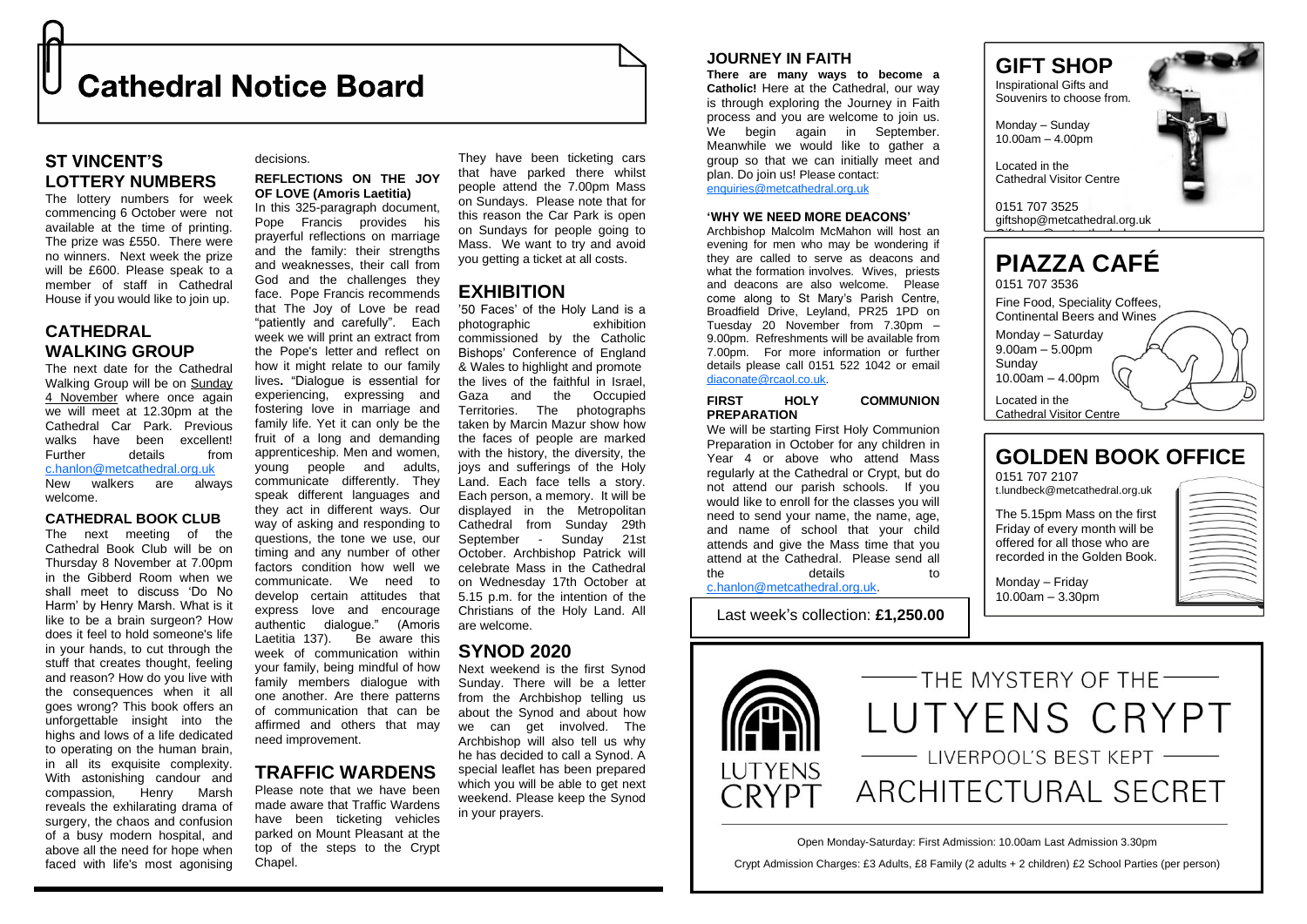# Cathedral Notice Board

## ST VINCENT'S LOTTERY NUMBERS

The lottery numbers for week commencing 6 October were not available at the time of printing. The prize was £550. There were no winners. Next week the prize will be £600. Please speak to a member of staff in Cathedral House if you would like to join up.

## CATHEDRAL WALKING GROUP

The next date for the Cathedral Walking Group will be on Sunday 4 November where once again we will meet at 12.30pm at the Cathedral Car Park. Previous walks have been excellent! Further details from c.hanlon@metcathedral.org.uk New walkers are always welcome.

### CATHEDRAL BOOK CLUB

The next meeting of the Cathedral Book Club will be on Thursday 8 November at 7.00pm in the Gibberd Room when we shall meet to discuss 'Do No Harm' by Henry Marsh. What is it like to be a brain surgeon? How does it feel to hold someone's life in your hands, to cut through the stuff that creates thought, feeling and reason? How do you live with the consequences when it all goes wrong? This book offers an unforgettable insight into the highs and lows of a life dedicated to operating on the human brain, in all its exquisite complexity. With astonishing candour and compassion, Henry Marsh reveals the exhilarating drama of surgery, the chaos and confusion of a busy modern hospital, and above all the need for hope when faced with life's most agonising decisions.

### REFLECTIONS ON THE JOY OF LOVE (Amoris Laetitia)

In this 325-paragraph document, Pope Francis provides his prayerful reflections on marriage and the family: their strengths and weaknesses, their call from God and the challenges they face. Pope Francis recommends that The Joy of Love be read "patiently and carefully". Each week we will print an extract from the Pope's letter and reflect on how it might relate to our family lives**.** "Dialogue is essential for experiencing, expressing and fostering love in marriage and family life. Yet it can only be the fruit of a long and demanding apprenticeship. Men and women, young people and adults, communicate differently. They speak different languages and they act in different ways. Our way of asking and responding to questions, the tone we use, our timing and any number of other factors condition how well we communicate. We need to develop certain attitudes that express love and encourage authentic dialogue." (Amoris Laetitia 137). Be aware this week of communication within your family, being mindful of how family members dialogue with one another. Are there patterns of communication that can be affirmed and others that may need improvement.

## TRAFFIC WARDENS

Please note that we have been made aware that Traffic Wardens have been ticketing vehicles parked on Mount Pleasant at the top of the steps to the Crypt Chapel. They have been ticketing cars that have parked there whilst people attend the 7.00pm Mass on Sundays. Please note that for this reason the Car Park is open on Sundays for people going to Mass. We want to try and avoid you getting a ticket at all costs.

## EXHIBITION

'50 Faces' of the Holy Land is a photographic exhibition commissioned by the Catholic Bishops' Conference of England & Wales to highlight and promote the lives of the faithful in Israel, Gaza and the Occupied Territories. The photographs taken by Marcin Mazur show how the faces of people are marked with the history, the diversity, the joys and sufferings of the Holy Land. Each face tells a story. Each person, a memory. It will be displayed in the Metropolitan Cathedral from Sunday 29th September - Sunday 21st October. Archbishop Patrick will celebrate Mass in the Cathedral on Wednesday 17th October at 5.15 p.m. for the intention of the Christians of the Holy Land. All are welcome.

## SYNOD 2020

Next weekend is the first Synod Sunday. There will be a letter from the Archbishop telling us about the Synod and about how we can get involved. The Archbishop will also tell us why he has decided to call a Synod. A special leaflet has been prepared which you will be able to get next weekend. Please keep the Synod in your prayers.

### JOURNEY IN FAITH

**There are many ways to become a Catholic!** Here at the Cathedral, our way is through exploring the Journey in Faith process and you are welcome to join us. We begin again in September. Meanwhile we would like to gather a group so that we can initially meet and plan. Do join us! Please contact: enquiries@metcathedral.org.uk

### 'WHY WE NEED MORE DEACONS'

Archbishop Malcolm McMahon will host an evening for men who may be wondering if they are called to serve as deacons and what the formation involves. Wives, priests and deacons are also welcome. Please come along to St Mary's Parish Centre, Broadfield Drive, Leyland, PR25 1PD on Tuesday 20 November from 7.30pm – 9.00pm. Refreshments will be available from 7.00pm. For more information or further details please call 0151 522 1042 or email diaconate@rcaol.co.uk.

### FIRST HOLY COMMUNION PREPARATION

We will be starting First Holy Communion Preparation in October for any children in Year 4 or above who attend Mass regularly at the Cathedral or Crypt, but do not attend our parish schools. If you would like to enroll for the classes you will need to send your name, the name, age, and name of school that your child attends and give the Mass time that you attend at the Cathedral. Please send all the details to c.hanlon@metcathedral.org.uk.

Last week's collection: **£1,250.00**

## GIFT SHOP

Inspirational Gifts and Souvenirs to choose from.

Monday – Sunday
10.00am – 4.00pm

Located in the Cathedral Visitor Centre

0151 707 3525
giftshop@metcathedral.org.uk

## PIAZZA CAFÉ

0151 707 3536

Fine Food, Speciality Coffees, Continental Beers and Wines

Monday – Saturday
9.00am – 5.00pm
Sunday
10.00am – 4.00pm

Located in the Cathedral Visitor Centre

## GOLDEN BOOK OFFICE

0151 707 2107
t.lundbeck@metcathedral.org.uk

The 5.15pm Mass on the first Friday of every month will be offered for all those who are recorded in the Golden Book.

Monday – Friday
10.00am – 3.30pm

LUTYENS CRYPT

THE MYSTERY OF THE LUTYENS CRYPT — LIVERPOOL'S BEST KEPT ARCHITECTURAL SECRET

Open Monday-Saturday: First Admission: 10.00am Last Admission 3.30pm

Crypt Admission Charges: £3 Adults, £8 Family (2 adults + 2 children) £2 School Parties (per person)